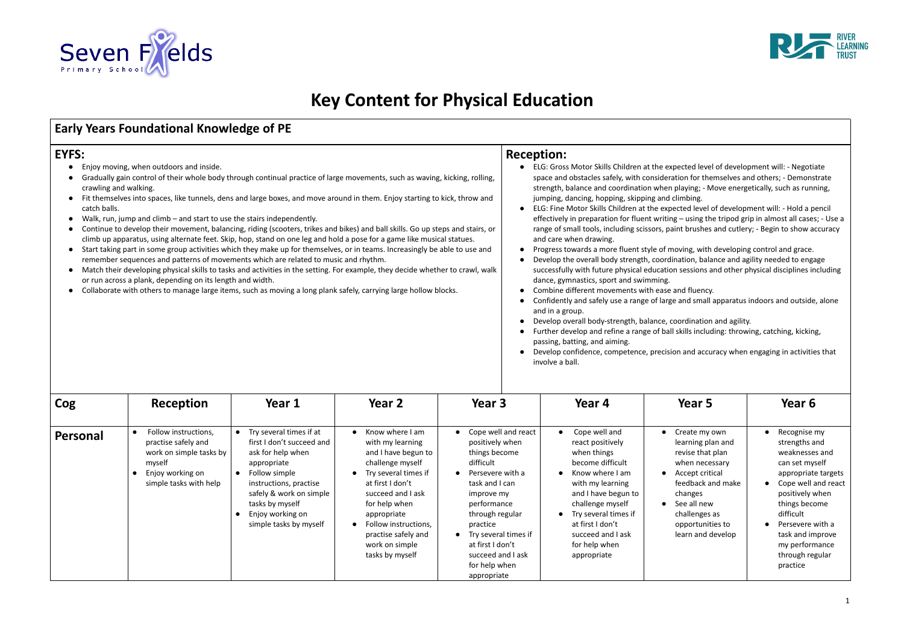# Key Content for Physical Education

## Early Years Foundational Knowledge of PE

### EYFS:

- Enjoy moving, when outdoors and inside.
- Gradually gain control of their whole body through continual practice of large movements, such as waving, kicking, rolling, crawling and walking.
- Fit themselves into spaces, like tunnels, dens and large boxes, and move around in them. Enjoy starting to kick, throw and catch balls.
- Walk, run, jump and climb – and start to use the stairs independently.
- Continue to develop their movement, balancing, riding (scooters, trikes and bikes) and ball skills. Go up steps and stairs, or climb up apparatus, using alternate feet. Skip, hop, stand on one leg and hold a pose for a game like musical statues.
- Start taking part in some group activities which they make up for themselves, or in teams. Increasingly be able to use and remember sequences and patterns of movements which are related to music and rhythm.
- Match their developing physical skills to tasks and activities in the setting. For example, they decide whether to crawl, walk or run across a plank, depending on its length and width.
- Collaborate with others to manage large items, such as moving a long plank safely, carrying large hollow blocks.

### Reception:

- ELG: Gross Motor Skills Children at the expected level of development will: - Negotiate space and obstacles safely, with consideration for themselves and others; - Demonstrate strength, balance and coordination when playing; - Move energetically, such as running, jumping, dancing, hopping, skipping and climbing.
- ELG: Fine Motor Skills Children at the expected level of development will: - Hold a pencil effectively in preparation for fluent writing – using the tripod grip in almost all cases; - Use a range of small tools, including scissors, paint brushes and cutlery; - Begin to show accuracy and care when drawing.
- Progress towards a more fluent style of moving, with developing control and grace.
- Develop the overall body strength, coordination, balance and agility needed to engage successfully with future physical education sessions and other physical disciplines including dance, gymnastics, sport and swimming.
- Combine different movements with ease and fluency.
- Confidently and safely use a range of large and small apparatus indoors and outside, alone and in a group.
- Develop overall body-strength, balance, coordination and agility.
- Further develop and refine a range of ball skills including: throwing, catching, kicking, passing, batting, and aiming.
- Develop confidence, competence, precision and accuracy when engaging in activities that involve a ball.

| Cog | Reception | Year 1 | Year 2 | Year 3 | Year 4 | Year 5 | Year 6 |
|---|---|---|---|---|---|---|---|
| **Personal** | • Follow instructions, practise safely and work on simple tasks by myself<br>• Enjoy working on simple tasks with help | • Try several times if at first I don't succeed and ask for help when appropriate<br>• Follow simple instructions, practise safely & work on simple tasks by myself<br>• Enjoy working on simple tasks by myself | • Know where I am with my learning and I have begun to challenge myself<br>• Try several times if at first I don't succeed and I ask for help when appropriate<br>• Follow instructions, practise safely and work on simple tasks by myself | • Cope well and react positively when things become difficult<br>• Persevere with a task and I can improve my performance through regular practice<br>• Try several times if at first I don't succeed and I ask for help when appropriate | • Cope well and react positively when things become difficult<br>• Know where I am with my learning and I have begun to challenge myself<br>• Try several times if at first I don't succeed and I ask for help when appropriate | • Create my own learning plan and revise that plan when necessary<br>• Accept critical feedback and make changes<br>• See all new challenges as opportunities to learn and develop | • Recognise my strengths and weaknesses and can set myself appropriate targets<br>• Cope well and react positively when things become difficult<br>• Persevere with a task and improve my performance through regular practice |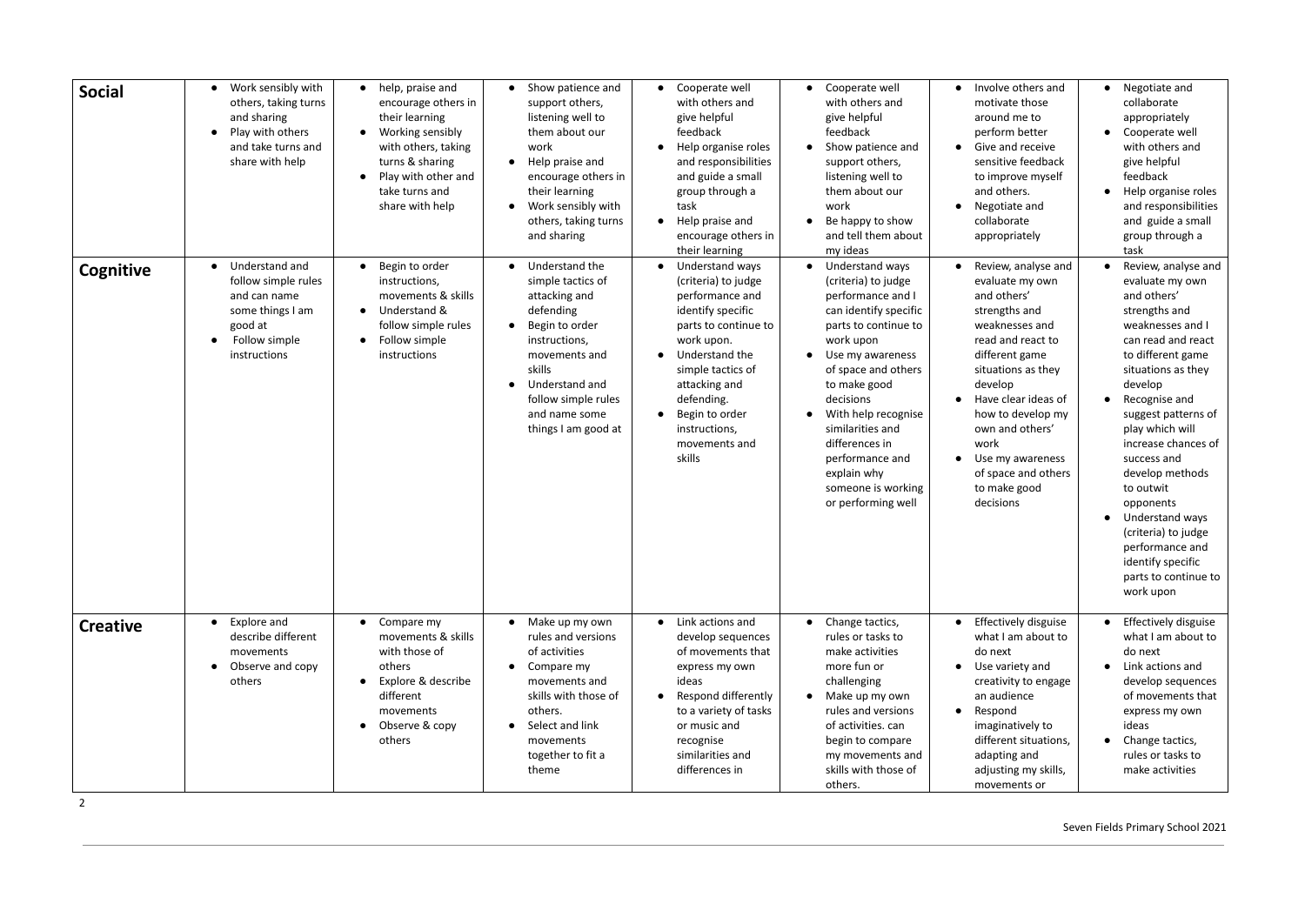| | | | | | | | |
|---|---|---|---|---|---|---|---|
| **Social** | • Work sensibly with others, taking turns and sharing<br>• Play with others and take turns and share with help | • help, praise and encourage others in their learning<br>• Working sensibly with others, taking turns & sharing<br>• Play with other and take turns and share with help | • Show patience and support others, listening well to them about our work<br>• Help praise and encourage others in their learning<br>• Work sensibly with others, taking turns and sharing | • Cooperate well with others and give helpful feedback<br>• Help organise roles and responsibilities and guide a small group through a task<br>• Help praise and encourage others in their learning | • Cooperate well with others and give helpful feedback<br>• Show patience and support others, listening well to them about our work<br>• Be happy to show and tell them about my ideas | • Involve others and motivate those around me to perform better<br>• Give and receive sensitive feedback to improve myself and others.<br>• Negotiate and collaborate appropriately | • Negotiate and collaborate appropriately<br>• Cooperate well with others and give helpful feedback<br>• Help organise roles and responsibilities and guide a small group through a task |
| **Cognitive** | • Understand and follow simple rules and can name some things I am good at<br>• Follow simple instructions | • Begin to order instructions, movements & skills<br>• Understand & follow simple rules<br>• Follow simple instructions | • Understand the simple tactics of attacking and defending<br>• Begin to order instructions, movements and skills<br>• Understand and follow simple rules and name some things I am good at | • Understand ways (criteria) to judge performance and identify specific parts to continue to work upon.<br>• Understand the simple tactics of attacking and defending.<br>• Begin to order instructions, movements and skills | • Understand ways (criteria) to judge performance and I can identify specific parts to continue to work upon<br>• Use my awareness of space and others to make good decisions<br>• With help recognise similarities and differences in performance and explain why someone is working or performing well | • Review, analyse and evaluate my own and others' strengths and weaknesses and read and react to different game situations as they develop<br>• Have clear ideas of how to develop my own and others' work<br>• Use my awareness of space and others to make good decisions | • Review, analyse and evaluate my own and others' strengths and weaknesses and I can read and react to different game situations as they develop<br>• Recognise and suggest patterns of play which will increase chances of success and develop methods to outwit opponents<br>• Understand ways (criteria) to judge performance and identify specific parts to continue to work upon |
| **Creative** | • Explore and describe different movements<br>• Observe and copy others | • Compare my movements & skills with those of others<br>• Explore & describe different movements<br>• Observe & copy others | • Make up my own rules and versions of activities<br>• Compare my movements and skills with those of others.<br>• Select and link movements together to fit a theme | • Link actions and develop sequences of movements that express my own ideas<br>• Respond differently to a variety of tasks or music and recognise similarities and differences in | • Change tactics, rules or tasks to make activities more fun or challenging<br>• Make up my own rules and versions of activities. can begin to compare my movements and skills with those of others. | • Effectively disguise what I am about to do next<br>• Use variety and creativity to engage an audience<br>• Respond imaginatively to different situations, adapting and adjusting my skills, movements or | • Effectively disguise what I am about to do next<br>• Link actions and develop sequences of movements that express my own ideas<br>• Change tactics, rules or tasks to make activities |

Seven Fields Primary School 2021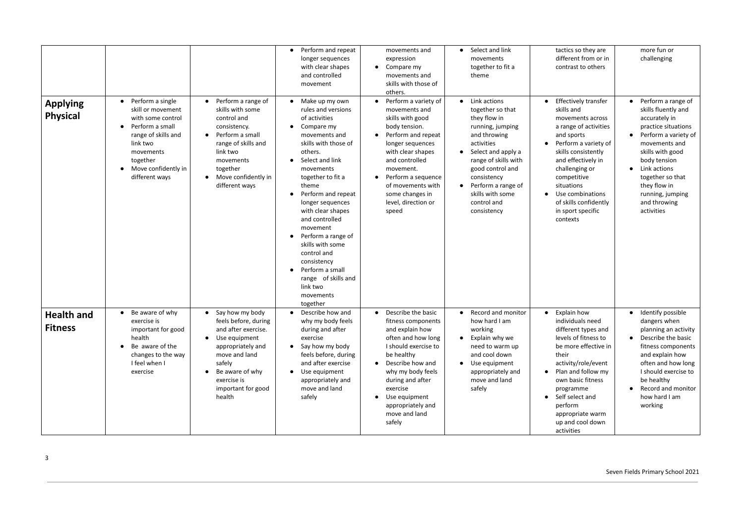| | | | | | | | |
|---|---|---|---|---|---|---|---|
| | | | • Perform and repeat longer sequences with clear shapes and controlled movement | movements and expression<br>• Compare my movements and skills with those of others. | • Select and link movements together to fit a theme | tactics so they are different from or in contrast to others | more fun or challenging |
| **Applying Physical** | • Perform a single skill or movement with some control<br>• Perform a small range of skills and link two movements together<br>• Move confidently in different ways | • Perform a range of skills with some control and consistency.<br>• Perform a small range of skills and link two movements together<br>• Move confidently in different ways | • Make up my own rules and versions of activities<br>• Compare my movements and skills with those of others.<br>• Select and link movements together to fit a theme<br>• Perform and repeat longer sequences with clear shapes and controlled movement<br>• Perform a range of skills with some control and consistency<br>• Perform a small range of skills and link two movements together | • Perform a variety of movements and skills with good body tension.<br>• Perform and repeat longer sequences with clear shapes and controlled movement.<br>• Perform a sequence of movements with some changes in level, direction or speed | • Link actions together so that they flow in running, jumping and throwing activities<br>• Select and apply a range of skills with good control and consistency<br>• Perform a range of skills with some control and consistency | • Effectively transfer skills and movements across a range of activities and sports<br>• Perform a variety of skills consistently and effectively in challenging or competitive situations<br>• Use combinations of skills confidently in sport specific contexts | • Perform a range of skills fluently and accurately in practice situations<br>• Perform a variety of movements and skills with good body tension<br>• Link actions together so that they flow in running, jumping and throwing activities |
| **Health and Fitness** | • Be aware of why exercise is important for good health<br>• Be aware of the changes to the way I feel when I exercise | • Say how my body feels before, during and after exercise.<br>• Use equipment appropriately and move and land safely<br>• Be aware of why exercise is important for good health | • Describe how and why my body feels during and after exercise<br>• Say how my body feels before, during and after exercise<br>• Use equipment appropriately and move and land safely | • Describe the basic fitness components and explain how often and how long I should exercise to be healthy<br>• Describe how and why my body feels during and after exercise<br>• Use equipment appropriately and move and land safely | • Record and monitor how hard I am working<br>• Explain why we need to warm up and cool down<br>• Use equipment appropriately and move and land safely | • Explain how individuals need different types and levels of fitness to be more effective in their activity/role/event<br>• Plan and follow my own basic fitness programme<br>• Self select and perform appropriate warm up and cool down activities | • Identify possible dangers when planning an activity<br>• Describe the basic fitness components and explain how often and how long I should exercise to be healthy<br>• Record and monitor how hard I am working |

Seven Fields Primary School 2021